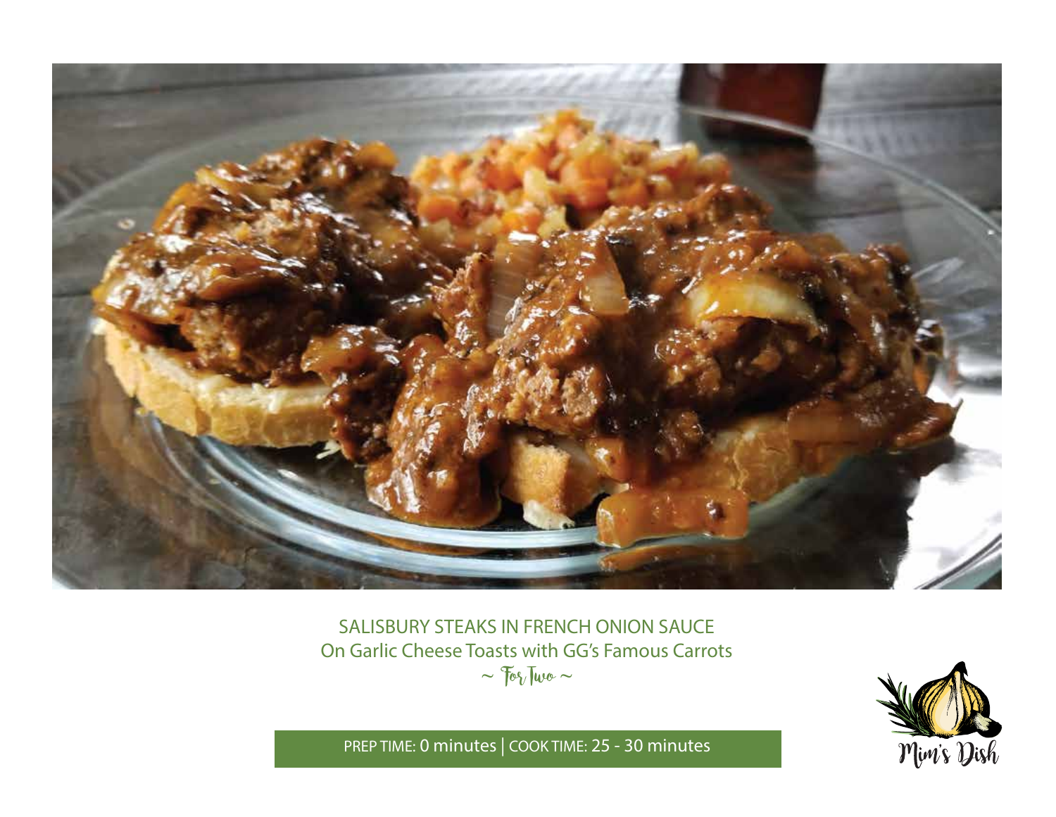# SALISBURY STEAKS IN FRENCH ONION SAUCE

## On Garlic Cheese Toasts with GG's Famous Carrots

~ For Two ~

PREP TIME: 0 minutes | COOK TIME: 25 - 30 minutes

Mim's Dish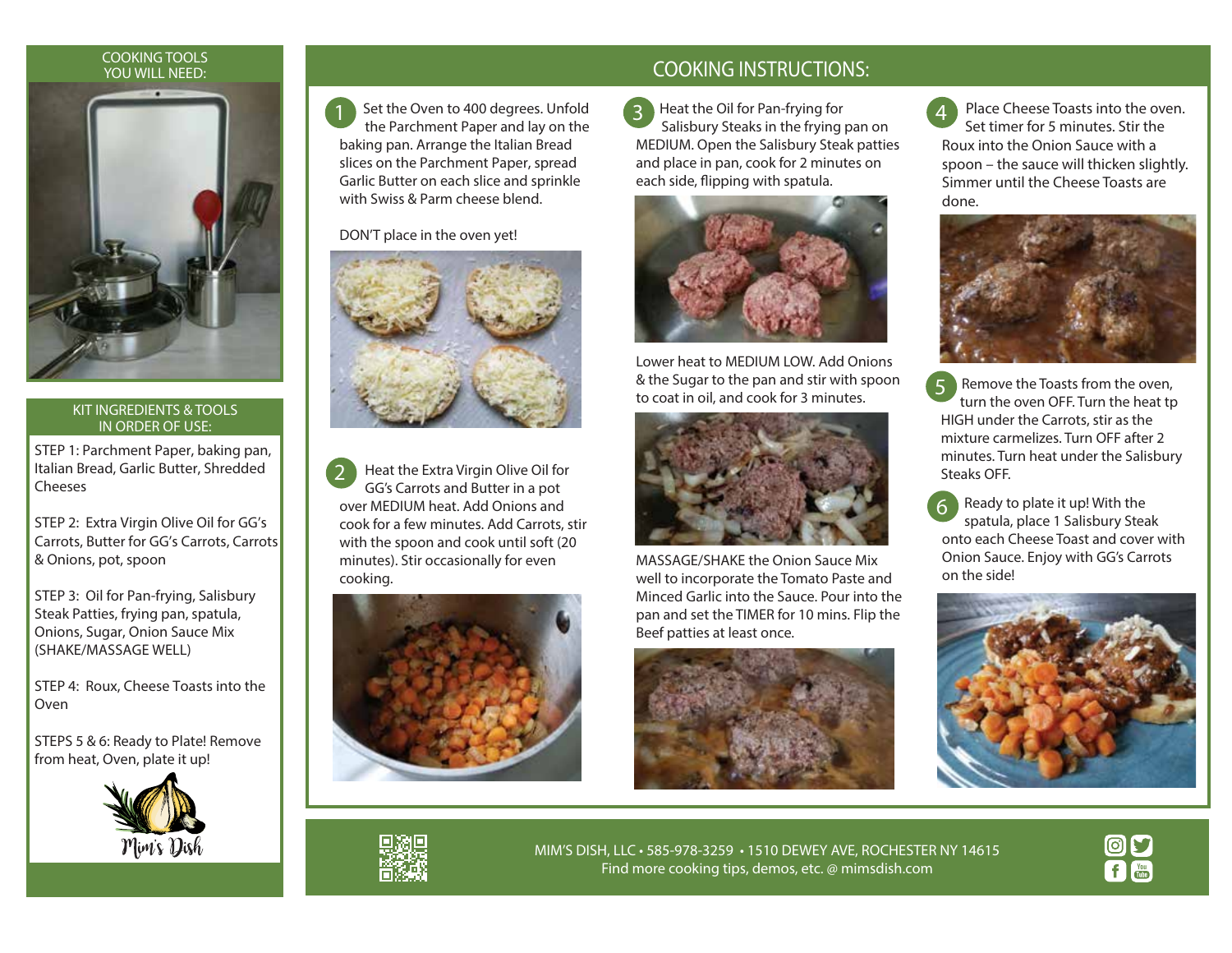## COOKING TOOLS YOU WILL NEED:

## KIT INGREDIENTS & TOOLS IN ORDER OF USE:

STEP 1: Parchment Paper, baking pan, Italian Bread, Garlic Butter, Shredded Cheeses

STEP 2: Extra Virgin Olive Oil for GG's Carrots, Butter for GG's Carrots, Carrots & Onions, pot, spoon

STEP 3: Oil for Pan-frying, Salisbury Steak Patties, frying pan, spatula, Onions, Sugar, Onion Sauce Mix (SHAKE/MASSAGE WELL)

STEP 4: Roux, Cheese Toasts into the Oven

STEPS 5 & 6: Ready to Plate! Remove from heat, Oven, plate it up!

Mim's Dish

## COOKING INSTRUCTIONS:

1. Set the Oven to 400 degrees. Unfold the Parchment Paper and lay on the baking pan. Arrange the Italian Bread slices on the Parchment Paper, spread Garlic Butter on each slice and sprinkle with Swiss & Parm cheese blend.

   DON'T place in the oven yet!

2. Heat the Extra Virgin Olive Oil for GG's Carrots and Butter in a pot over MEDIUM heat. Add Onions and cook for a few minutes. Add Carrots, stir with the spoon and cook until soft (20 minutes). Stir occasionally for even cooking.

3. Heat the Oil for Pan-frying for Salisbury Steaks in the frying pan on MEDIUM. Open the Salisbury Steak patties and place in pan, cook for 2 minutes on each side, flipping with spatula.

   Lower heat to MEDIUM LOW. Add Onions & the Sugar to the pan and stir with spoon to coat in oil, and cook for 3 minutes.

   MASSAGE/SHAKE the Onion Sauce Mix well to incorporate the Tomato Paste and Minced Garlic into the Sauce. Pour into the pan and set the TIMER for 10 mins. Flip the Beef patties at least once.

4. Place Cheese Toasts into the oven. Set timer for 5 minutes. Stir the Roux into the Onion Sauce with a spoon – the sauce will thicken slightly. Simmer until the Cheese Toasts are done.

5. Remove the Toasts from the oven, turn the oven OFF. Turn the heat tp HIGH under the Carrots, stir as the mixture carmelizes. Turn OFF after 2 minutes. Turn heat under the Salisbury Steaks OFF.

6. Ready to plate it up! With the spatula, place 1 Salisbury Steak onto each Cheese Toast and cover with Onion Sauce. Enjoy with GG's Carrots on the side!

MIM'S DISH, LLC • 585-978-3259 • 1510 DEWEY AVE, ROCHESTER NY 14615
Find more cooking tips, demos, etc. @ mimsdish.com